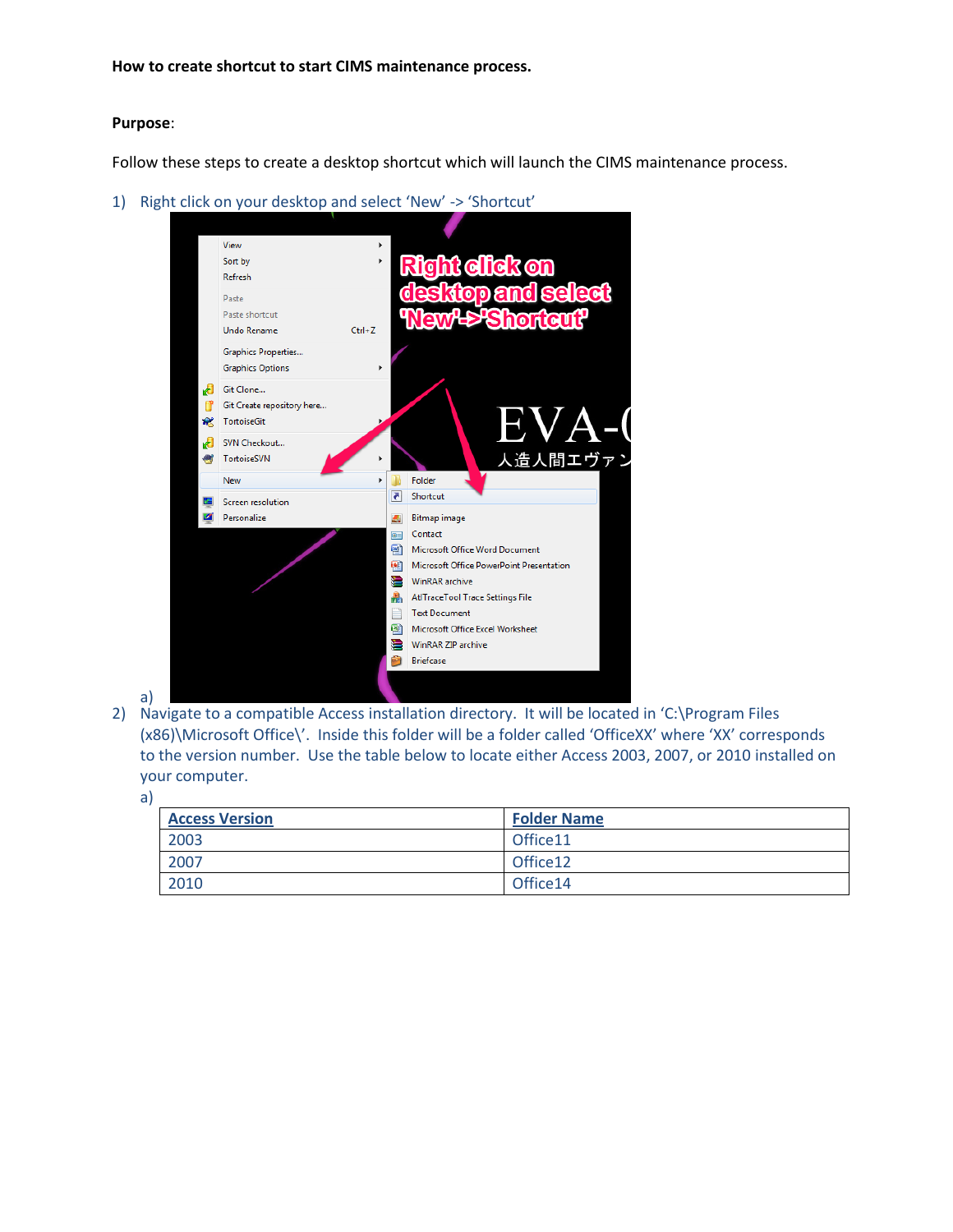**How to create shortcut to start CIMS maintenance process.**

**Purpose**:

Follow these steps to create a desktop shortcut which will launch the CIMS maintenance process.

1) Right click on your desktop and select 'New' -> 'Shortcut'
   a)
2) Navigate to a compatible Access installation directory. It will be located in 'C:\Program Files (x86)\Microsoft Office\'. Inside this folder will be a folder called 'OfficeXX' where 'XX' corresponds to the version number. Use the table below to locate either Access 2003, 2007, or 2010 installed on your computer.
   a)

| Access Version | Folder Name |
| --- | --- |
| 2003 | Office11 |
| 2007 | Office12 |
| 2010 | Office14 |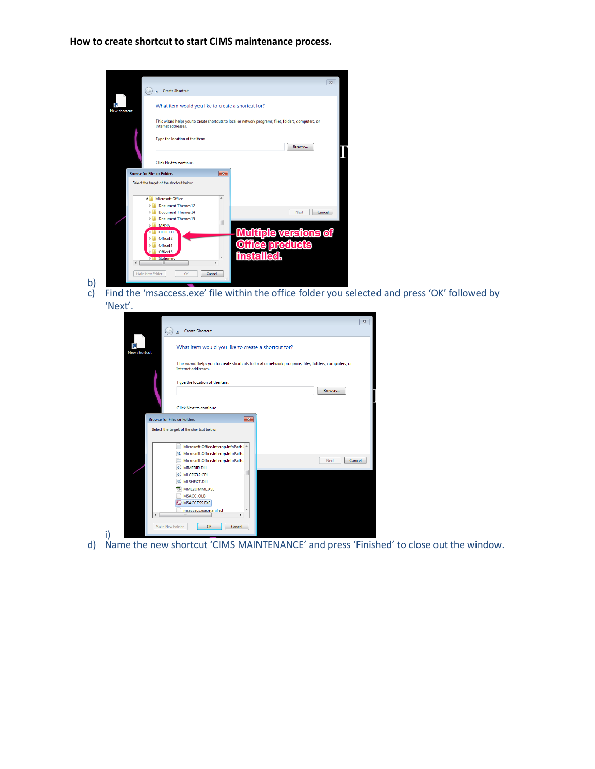**How to create shortcut to start CIMS maintenance process.**

b)

c) Find the 'msaccess.exe' file within the office folder you selected and press 'OK' followed by 'Next'.

i)

d) Name the new shortcut 'CIMS MAINTENANCE' and press 'Finished' to close out the window.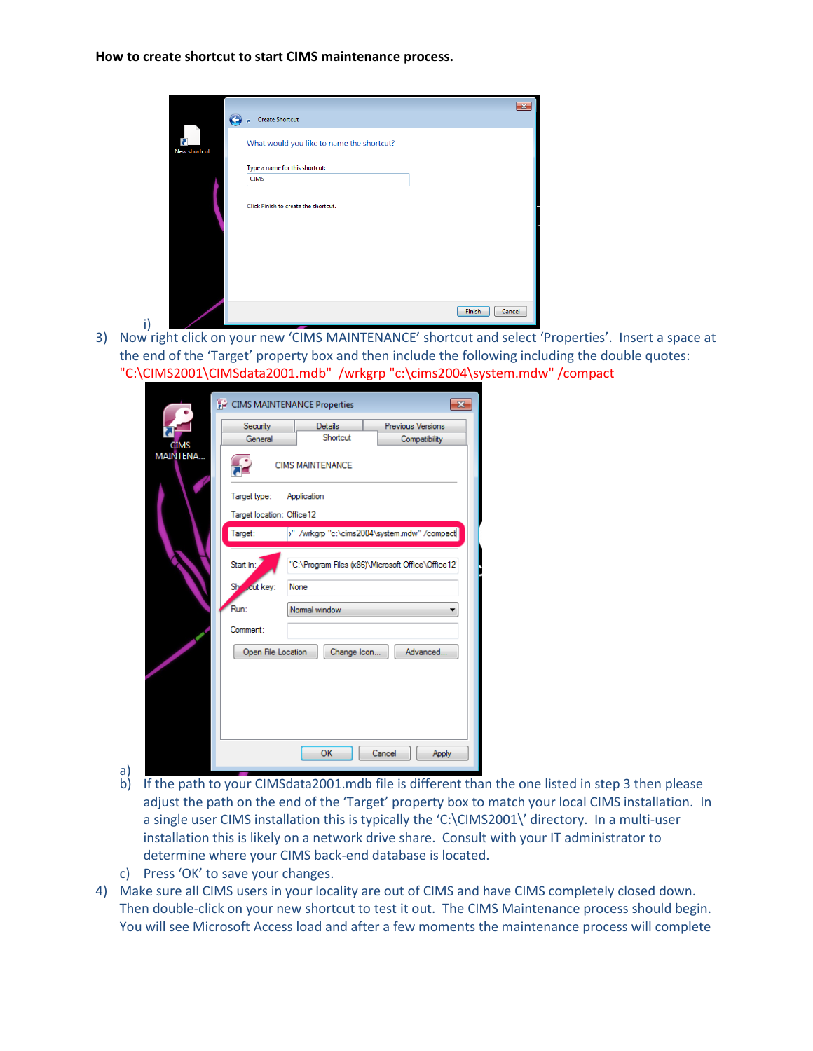**How to create shortcut to start CIMS maintenance process.**

i)

3) Now right click on your new 'CIMS MAINTENANCE' shortcut and select 'Properties'. Insert a space at the end of the 'Target' property box and then include the following including the double quotes: "C:\CIMS2001\CIMSdata2001.mdb" /wrkgrp "c:\cims2004\system.mdw" /compact

   a)

   b) If the path to your CIMSdata2001.mdb file is different than the one listed in step 3 then please adjust the path on the end of the 'Target' property box to match your local CIMS installation. In a single user CIMS installation this is typically the 'C:\CIMS2001\' directory. In a multi-user installation this is likely on a network drive share. Consult with your IT administrator to determine where your CIMS back-end database is located.

   c) Press 'OK' to save your changes.

4) Make sure all CIMS users in your locality are out of CIMS and have CIMS completely closed down. Then double-click on your new shortcut to test it out. The CIMS Maintenance process should begin. You will see Microsoft Access load and after a few moments the maintenance process will complete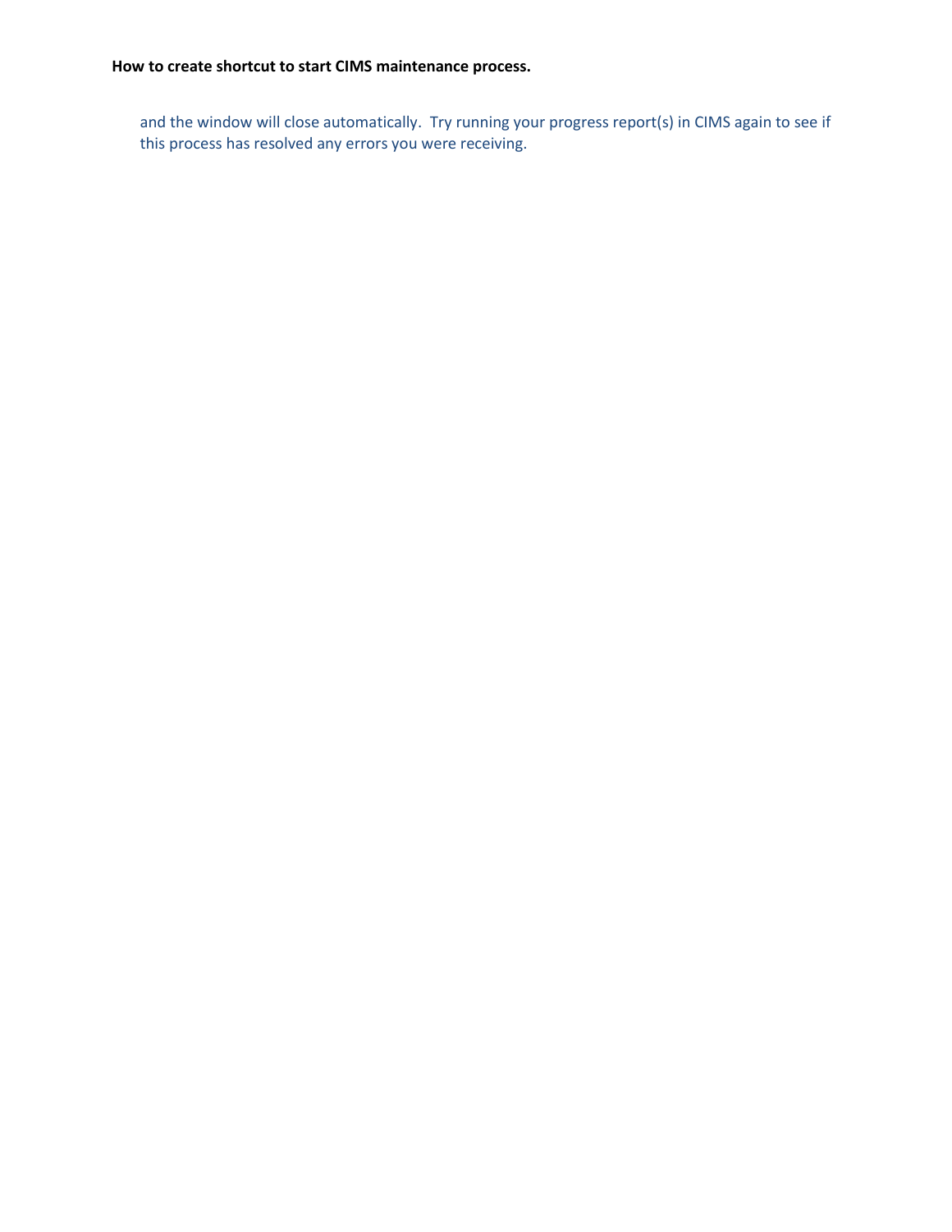and the window will close automatically. Try running your progress report(s) in CIMS again to see if this process has resolved any errors you were receiving.